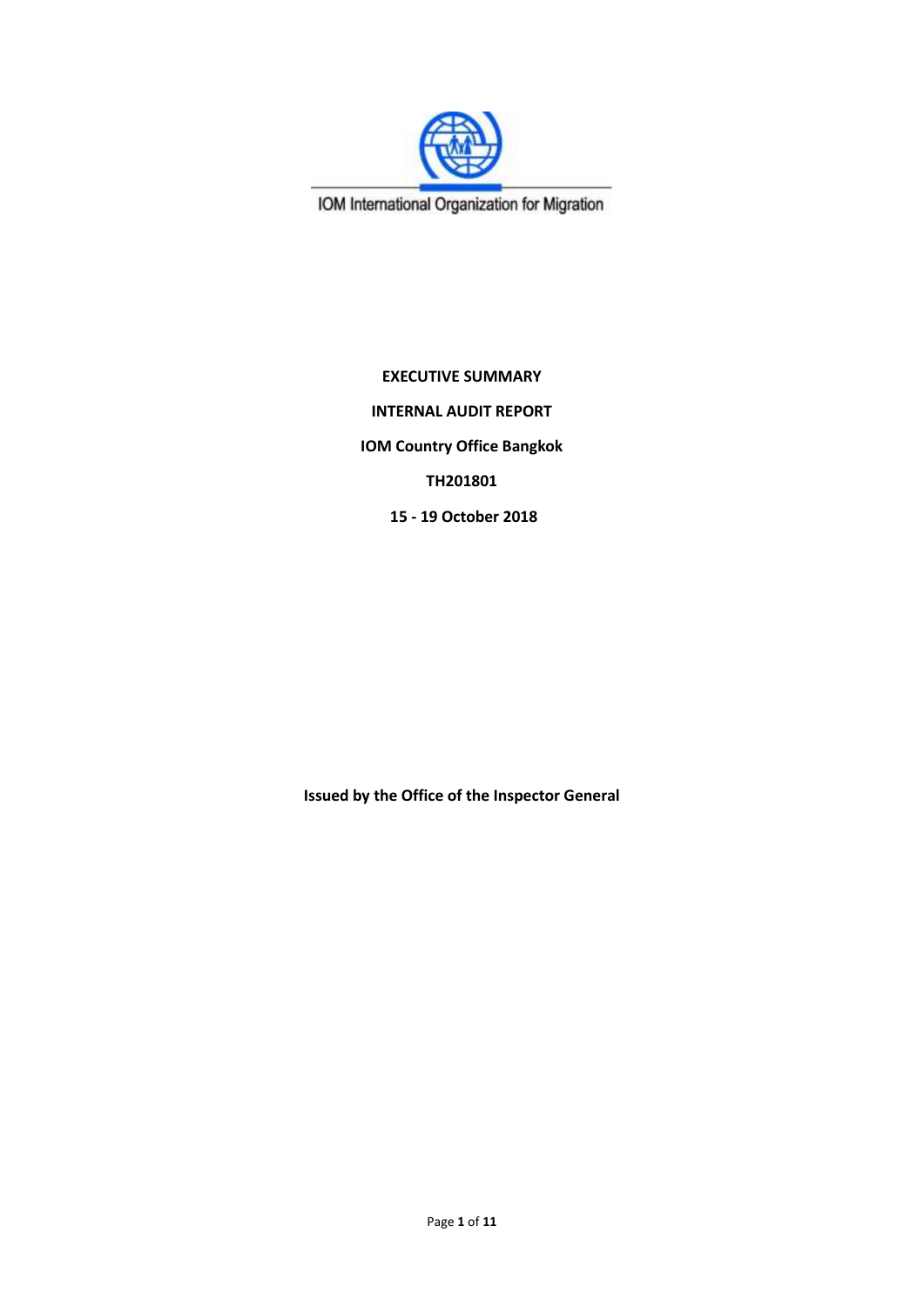IOM International Organization for Migration

**EXECUTIVE SUMMARY**

**INTERNAL AUDIT REPORT**

**IOM Country Office Bangkok**

**TH201801**

**15 - 19 October 2018**

**Issued by the Office of the Inspector General**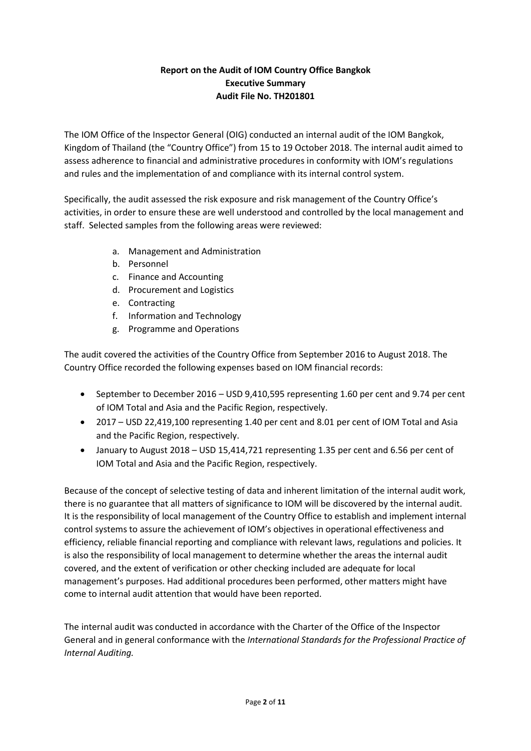**Report on the Audit of IOM Country Office Bangkok**
**Executive Summary**
**Audit File No. TH201801**

The IOM Office of the Inspector General (OIG) conducted an internal audit of the IOM Bangkok, Kingdom of Thailand (the "Country Office") from 15 to 19 October 2018. The internal audit aimed to assess adherence to financial and administrative procedures in conformity with IOM's regulations and rules and the implementation of and compliance with its internal control system.

Specifically, the audit assessed the risk exposure and risk management of the Country Office's activities, in order to ensure these are well understood and controlled by the local management and staff. Selected samples from the following areas were reviewed:

a. Management and Administration
b. Personnel
c. Finance and Accounting
d. Procurement and Logistics
e. Contracting
f. Information and Technology
g. Programme and Operations

The audit covered the activities of the Country Office from September 2016 to August 2018. The Country Office recorded the following expenses based on IOM financial records:

- September to December 2016 – USD 9,410,595 representing 1.60 per cent and 9.74 per cent of IOM Total and Asia and the Pacific Region, respectively.
- 2017 – USD 22,419,100 representing 1.40 per cent and 8.01 per cent of IOM Total and Asia and the Pacific Region, respectively.
- January to August 2018 – USD 15,414,721 representing 1.35 per cent and 6.56 per cent of IOM Total and Asia and the Pacific Region, respectively.

Because of the concept of selective testing of data and inherent limitation of the internal audit work, there is no guarantee that all matters of significance to IOM will be discovered by the internal audit. It is the responsibility of local management of the Country Office to establish and implement internal control systems to assure the achievement of IOM's objectives in operational effectiveness and efficiency, reliable financial reporting and compliance with relevant laws, regulations and policies. It is also the responsibility of local management to determine whether the areas the internal audit covered, and the extent of verification or other checking included are adequate for local management's purposes. Had additional procedures been performed, other matters might have come to internal audit attention that would have been reported.

The internal audit was conducted in accordance with the Charter of the Office of the Inspector General and in general conformance with the *International Standards for the Professional Practice of Internal Auditing.*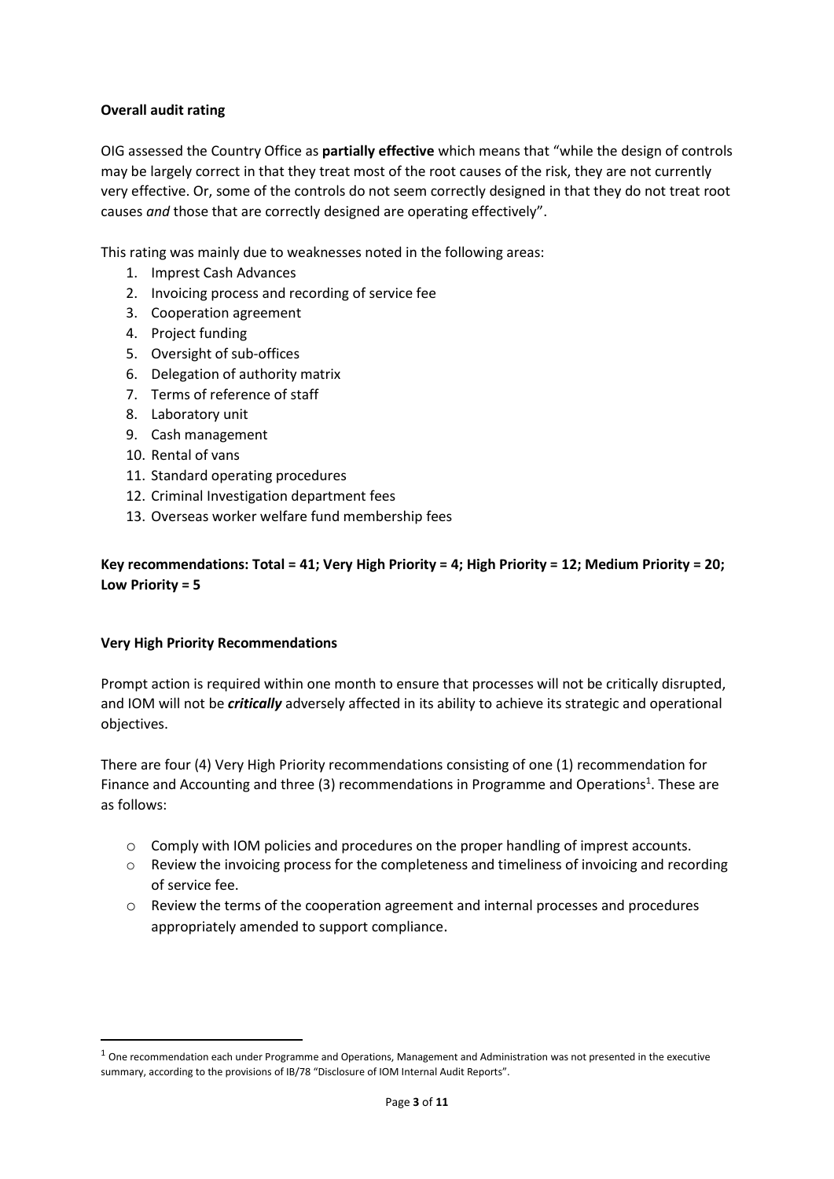**Overall audit rating**

OIG assessed the Country Office as **partially effective** which means that "while the design of controls may be largely correct in that they treat most of the root causes of the risk, they are not currently very effective. Or, some of the controls do not seem correctly designed in that they do not treat root causes *and* those that are correctly designed are operating effectively".

This rating was mainly due to weaknesses noted in the following areas:

1. Imprest Cash Advances
2. Invoicing process and recording of service fee
3. Cooperation agreement
4. Project funding
5. Oversight of sub-offices
6. Delegation of authority matrix
7. Terms of reference of staff
8. Laboratory unit
9. Cash management
10. Rental of vans
11. Standard operating procedures
12. Criminal Investigation department fees
13. Overseas worker welfare fund membership fees

**Key recommendations: Total = 41; Very High Priority = 4; High Priority = 12; Medium Priority = 20; Low Priority = 5**

**Very High Priority Recommendations**

Prompt action is required within one month to ensure that processes will not be critically disrupted, and IOM will not be ***critically*** adversely affected in its ability to achieve its strategic and operational objectives.

There are four (4) Very High Priority recommendations consisting of one (1) recommendation for Finance and Accounting and three (3) recommendations in Programme and Operations[1]. These are as follows:

- Comply with IOM policies and procedures on the proper handling of imprest accounts.
- Review the invoicing process for the completeness and timeliness of invoicing and recording of service fee.
- Review the terms of the cooperation agreement and internal processes and procedures appropriately amended to support compliance.

[1] One recommendation each under Programme and Operations, Management and Administration was not presented in the executive summary, according to the provisions of IB/78 "Disclosure of IOM Internal Audit Reports".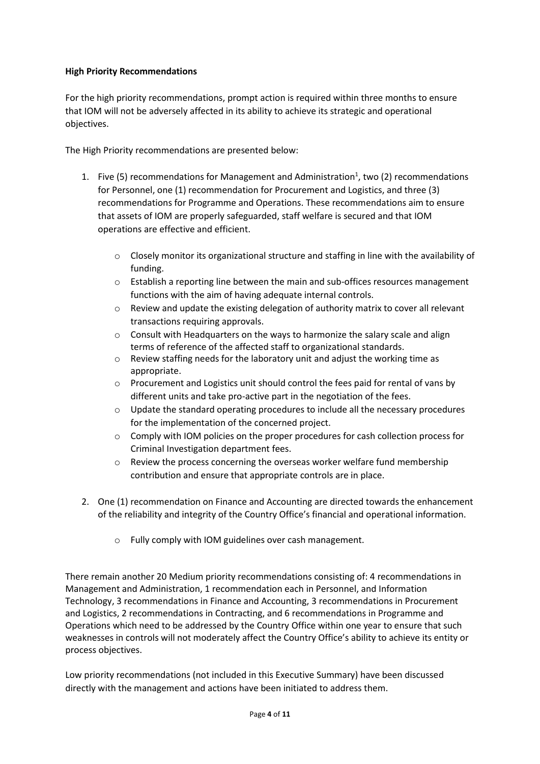**High Priority Recommendations**

For the high priority recommendations, prompt action is required within three months to ensure that IOM will not be adversely affected in its ability to achieve its strategic and operational objectives.

The High Priority recommendations are presented below:

1. Five (5) recommendations for Management and Administration[1], two (2) recommendations for Personnel, one (1) recommendation for Procurement and Logistics, and three (3) recommendations for Programme and Operations. These recommendations aim to ensure that assets of IOM are properly safeguarded, staff welfare is secured and that IOM operations are effective and efficient.
    - Closely monitor its organizational structure and staffing in line with the availability of funding.
    - Establish a reporting line between the main and sub-offices resources management functions with the aim of having adequate internal controls.
    - Review and update the existing delegation of authority matrix to cover all relevant transactions requiring approvals.
    - Consult with Headquarters on the ways to harmonize the salary scale and align terms of reference of the affected staff to organizational standards.
    - Review staffing needs for the laboratory unit and adjust the working time as appropriate.
    - Procurement and Logistics unit should control the fees paid for rental of vans by different units and take pro-active part in the negotiation of the fees.
    - Update the standard operating procedures to include all the necessary procedures for the implementation of the concerned project.
    - Comply with IOM policies on the proper procedures for cash collection process for Criminal Investigation department fees.
    - Review the process concerning the overseas worker welfare fund membership contribution and ensure that appropriate controls are in place.

2. One (1) recommendation on Finance and Accounting are directed towards the enhancement of the reliability and integrity of the Country Office's financial and operational information.
    - Fully comply with IOM guidelines over cash management.

There remain another 20 Medium priority recommendations consisting of: 4 recommendations in Management and Administration, 1 recommendation each in Personnel, and Information Technology, 3 recommendations in Finance and Accounting, 3 recommendations in Procurement and Logistics, 2 recommendations in Contracting, and 6 recommendations in Programme and Operations which need to be addressed by the Country Office within one year to ensure that such weaknesses in controls will not moderately affect the Country Office's ability to achieve its entity or process objectives.

Low priority recommendations (not included in this Executive Summary) have been discussed directly with the management and actions have been initiated to address them.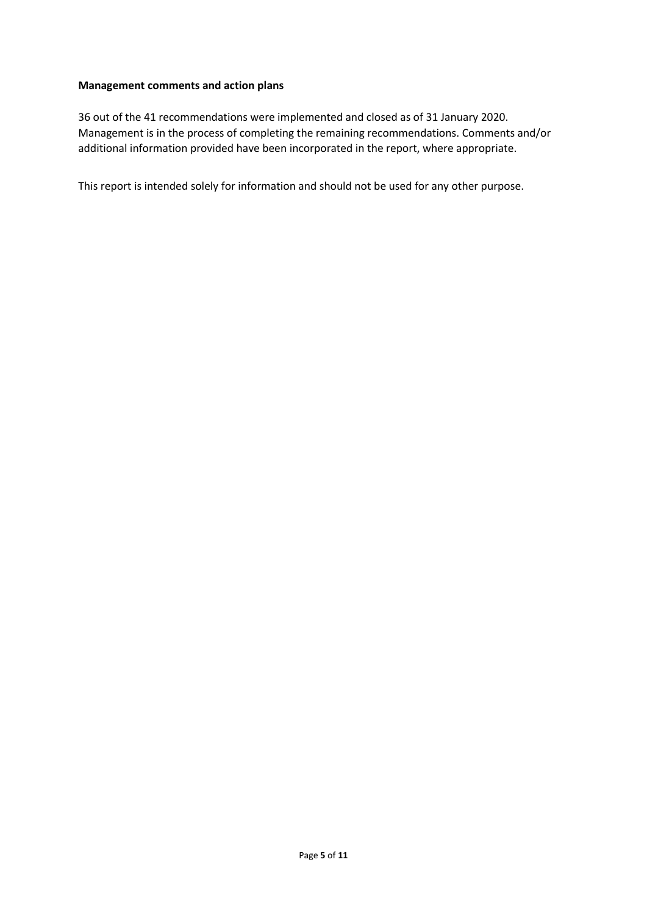**Management comments and action plans**

36 out of the 41 recommendations were implemented and closed as of 31 January 2020. Management is in the process of completing the remaining recommendations. Comments and/or additional information provided have been incorporated in the report, where appropriate.

This report is intended solely for information and should not be used for any other purpose.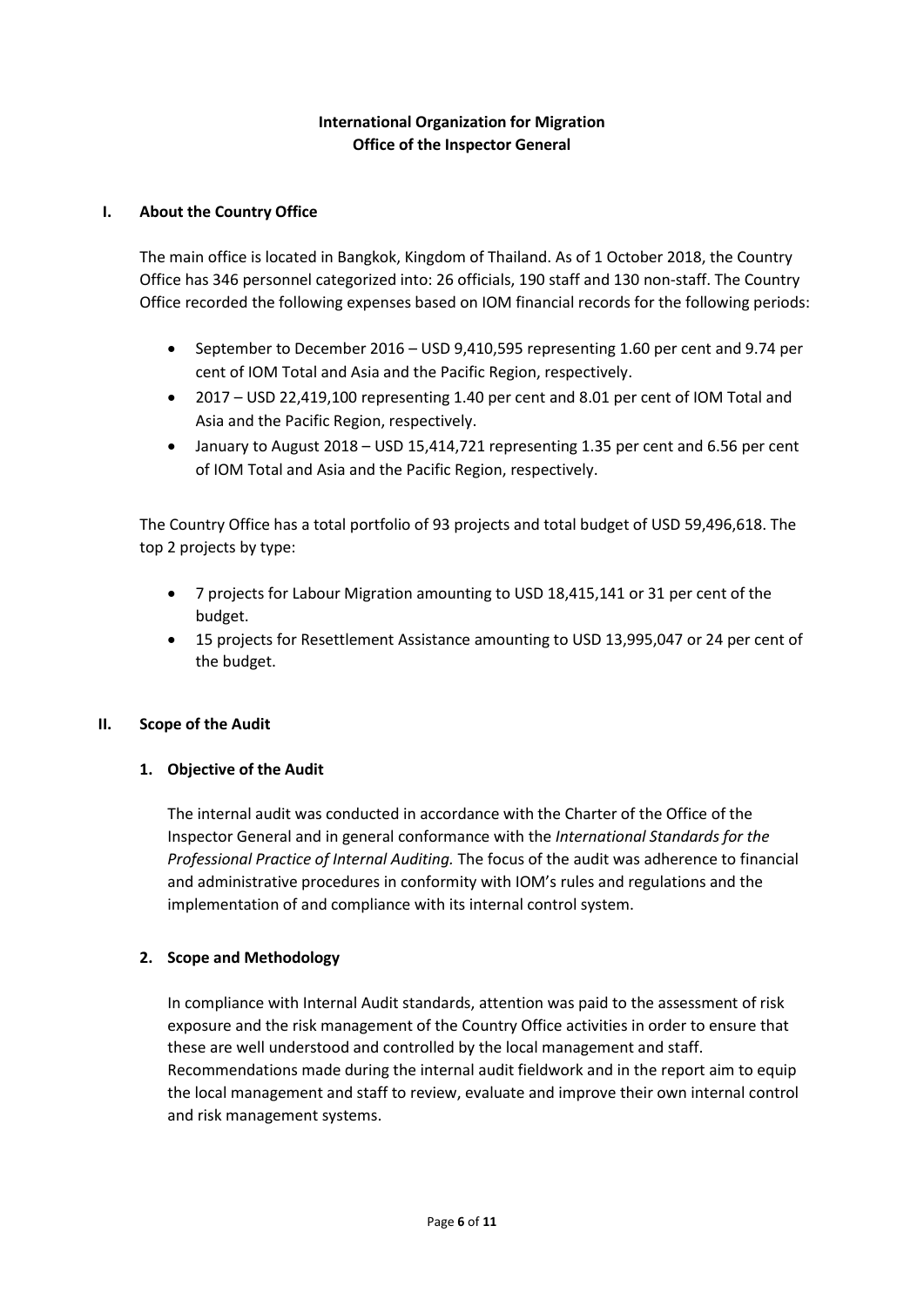**International Organization for Migration**
**Office of the Inspector General**

## I. About the Country Office

The main office is located in Bangkok, Kingdom of Thailand. As of 1 October 2018, the Country Office has 346 personnel categorized into: 26 officials, 190 staff and 130 non-staff. The Country Office recorded the following expenses based on IOM financial records for the following periods:

- September to December 2016 – USD 9,410,595 representing 1.60 per cent and 9.74 per cent of IOM Total and Asia and the Pacific Region, respectively.
- 2017 – USD 22,419,100 representing 1.40 per cent and 8.01 per cent of IOM Total and Asia and the Pacific Region, respectively.
- January to August 2018 – USD 15,414,721 representing 1.35 per cent and 6.56 per cent of IOM Total and Asia and the Pacific Region, respectively.

The Country Office has a total portfolio of 93 projects and total budget of USD 59,496,618. The top 2 projects by type:

- 7 projects for Labour Migration amounting to USD 18,415,141 or 31 per cent of the budget.
- 15 projects for Resettlement Assistance amounting to USD 13,995,047 or 24 per cent of the budget.

## II. Scope of the Audit

### 1. Objective of the Audit

The internal audit was conducted in accordance with the Charter of the Office of the Inspector General and in general conformance with the *International Standards for the Professional Practice of Internal Auditing.* The focus of the audit was adherence to financial and administrative procedures in conformity with IOM's rules and regulations and the implementation of and compliance with its internal control system.

### 2. Scope and Methodology

In compliance with Internal Audit standards, attention was paid to the assessment of risk exposure and the risk management of the Country Office activities in order to ensure that these are well understood and controlled by the local management and staff. Recommendations made during the internal audit fieldwork and in the report aim to equip the local management and staff to review, evaluate and improve their own internal control and risk management systems.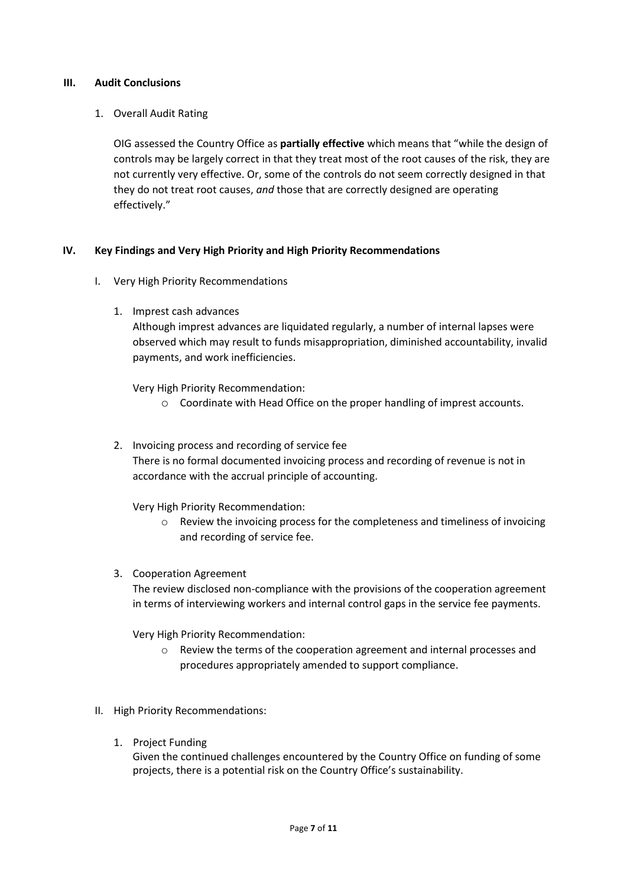## III. Audit Conclusions

1. Overall Audit Rating

   OIG assessed the Country Office as **partially effective** which means that "while the design of controls may be largely correct in that they treat most of the root causes of the risk, they are not currently very effective. Or, some of the controls do not seem correctly designed in that they do not treat root causes, *and* those that are correctly designed are operating effectively."

## IV. Key Findings and Very High Priority and High Priority Recommendations

I. Very High Priority Recommendations

1. Imprest cash advances

   Although imprest advances are liquidated regularly, a number of internal lapses were observed which may result to funds misappropriation, diminished accountability, invalid payments, and work inefficiencies.

   Very High Priority Recommendation:

   - Coordinate with Head Office on the proper handling of imprest accounts.

2. Invoicing process and recording of service fee

   There is no formal documented invoicing process and recording of revenue is not in accordance with the accrual principle of accounting.

   Very High Priority Recommendation:

   - Review the invoicing process for the completeness and timeliness of invoicing and recording of service fee.

3. Cooperation Agreement

   The review disclosed non-compliance with the provisions of the cooperation agreement in terms of interviewing workers and internal control gaps in the service fee payments.

   Very High Priority Recommendation:

   - Review the terms of the cooperation agreement and internal processes and procedures appropriately amended to support compliance.

II. High Priority Recommendations:

1. Project Funding

   Given the continued challenges encountered by the Country Office on funding of some projects, there is a potential risk on the Country Office's sustainability.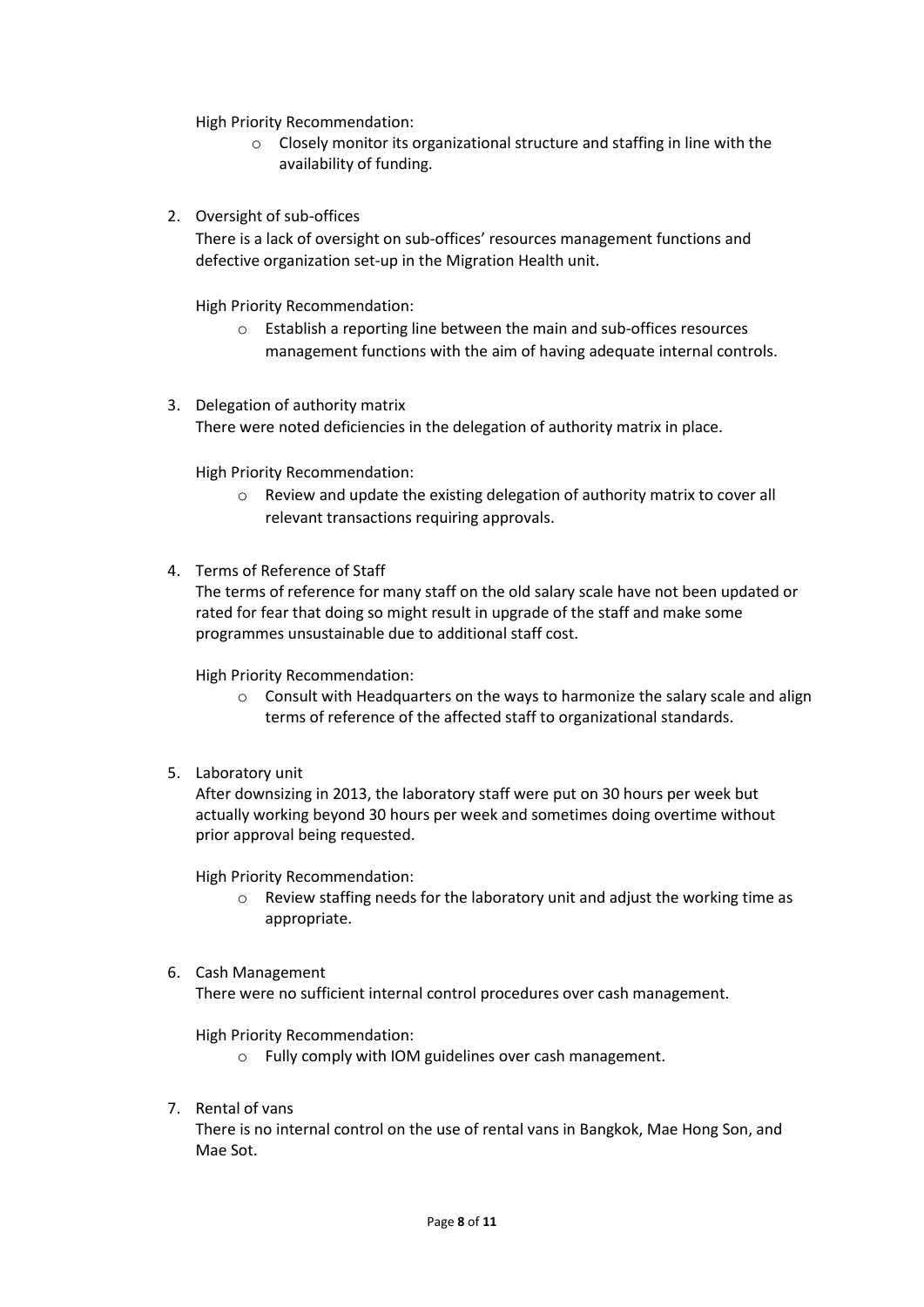High Priority Recommendation:

- Closely monitor its organizational structure and staffing in line with the availability of funding.

2. Oversight of sub-offices

   There is a lack of oversight on sub-offices' resources management functions and defective organization set-up in the Migration Health unit.

   High Priority Recommendation:

   - Establish a reporting line between the main and sub-offices resources management functions with the aim of having adequate internal controls.

3. Delegation of authority matrix

   There were noted deficiencies in the delegation of authority matrix in place.

   High Priority Recommendation:

   - Review and update the existing delegation of authority matrix to cover all relevant transactions requiring approvals.

4. Terms of Reference of Staff

   The terms of reference for many staff on the old salary scale have not been updated or rated for fear that doing so might result in upgrade of the staff and make some programmes unsustainable due to additional staff cost.

   High Priority Recommendation:

   - Consult with Headquarters on the ways to harmonize the salary scale and align terms of reference of the affected staff to organizational standards.

5. Laboratory unit

   After downsizing in 2013, the laboratory staff were put on 30 hours per week but actually working beyond 30 hours per week and sometimes doing overtime without prior approval being requested.

   High Priority Recommendation:

   - Review staffing needs for the laboratory unit and adjust the working time as appropriate.

6. Cash Management

   There were no sufficient internal control procedures over cash management.

   High Priority Recommendation:

   - Fully comply with IOM guidelines over cash management.

7. Rental of vans

   There is no internal control on the use of rental vans in Bangkok, Mae Hong Son, and Mae Sot.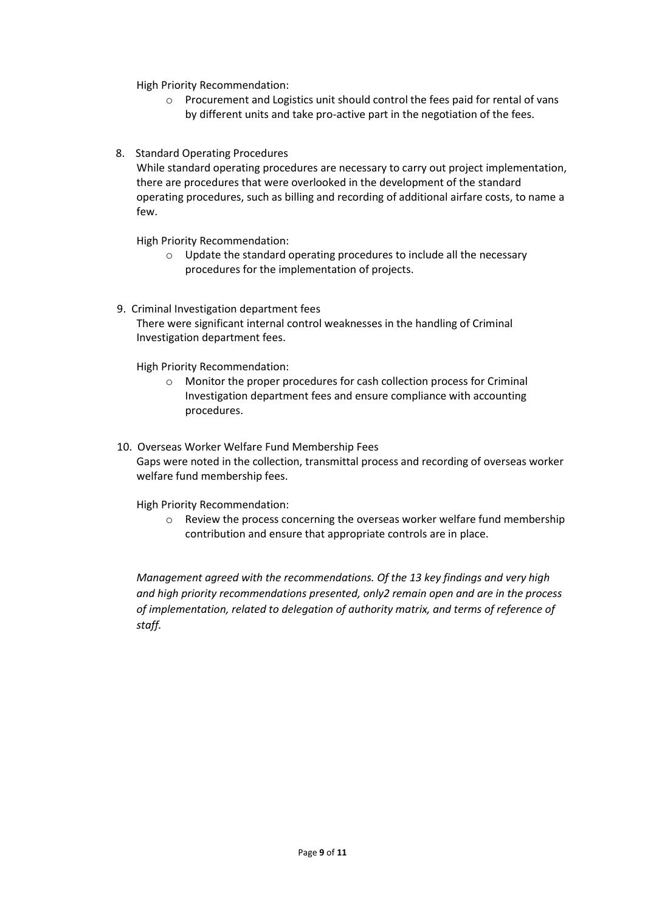High Priority Recommendation:

- Procurement and Logistics unit should control the fees paid for rental of vans by different units and take pro-active part in the negotiation of the fees.

8. Standard Operating Procedures

   While standard operating procedures are necessary to carry out project implementation, there are procedures that were overlooked in the development of the standard operating procedures, such as billing and recording of additional airfare costs, to name a few.

   High Priority Recommendation:

   - Update the standard operating procedures to include all the necessary procedures for the implementation of projects.

9. Criminal Investigation department fees

   There were significant internal control weaknesses in the handling of Criminal Investigation department fees.

   High Priority Recommendation:

   - Monitor the proper procedures for cash collection process for Criminal Investigation department fees and ensure compliance with accounting procedures.

10. Overseas Worker Welfare Fund Membership Fees

    Gaps were noted in the collection, transmittal process and recording of overseas worker welfare fund membership fees.

    High Priority Recommendation:

    - Review the process concerning the overseas worker welfare fund membership contribution and ensure that appropriate controls are in place.

*Management agreed with the recommendations. Of the 13 key findings and very high and high priority recommendations presented, only2 remain open and are in the process of implementation, related to delegation of authority matrix, and terms of reference of staff.*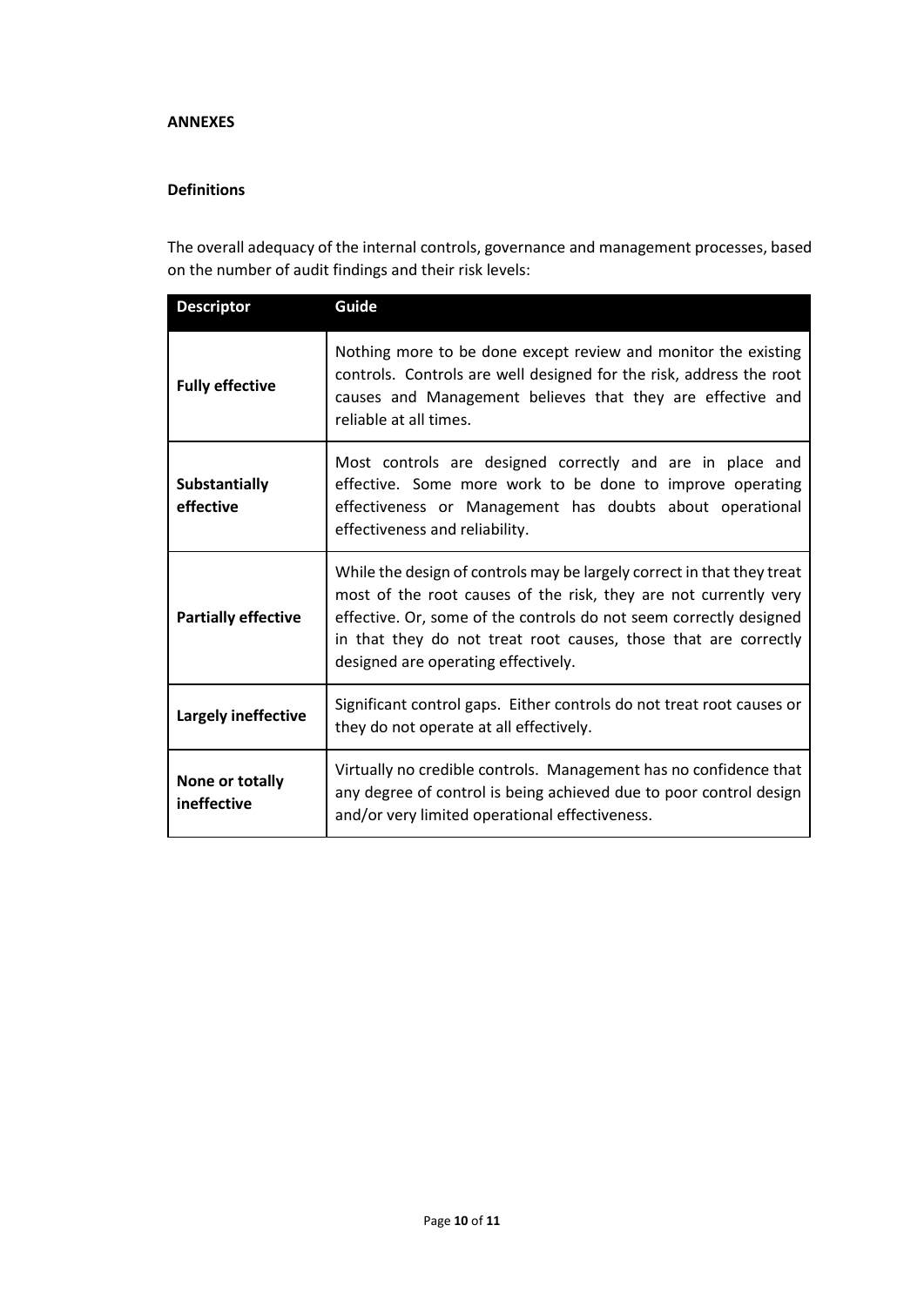**ANNEXES**

**Definitions**

The overall adequacy of the internal controls, governance and management processes, based on the number of audit findings and their risk levels:

| Descriptor | Guide |
| --- | --- |
| **Fully effective** | Nothing more to be done except review and monitor the existing controls. Controls are well designed for the risk, address the root causes and Management believes that they are effective and reliable at all times. |
| **Substantially effective** | Most controls are designed correctly and are in place and effective. Some more work to be done to improve operating effectiveness or Management has doubts about operational effectiveness and reliability. |
| **Partially effective** | While the design of controls may be largely correct in that they treat most of the root causes of the risk, they are not currently very effective. Or, some of the controls do not seem correctly designed in that they do not treat root causes, those that are correctly designed are operating effectively. |
| **Largely ineffective** | Significant control gaps. Either controls do not treat root causes or they do not operate at all effectively. |
| **None or totally ineffective** | Virtually no credible controls. Management has no confidence that any degree of control is being achieved due to poor control design and/or very limited operational effectiveness. |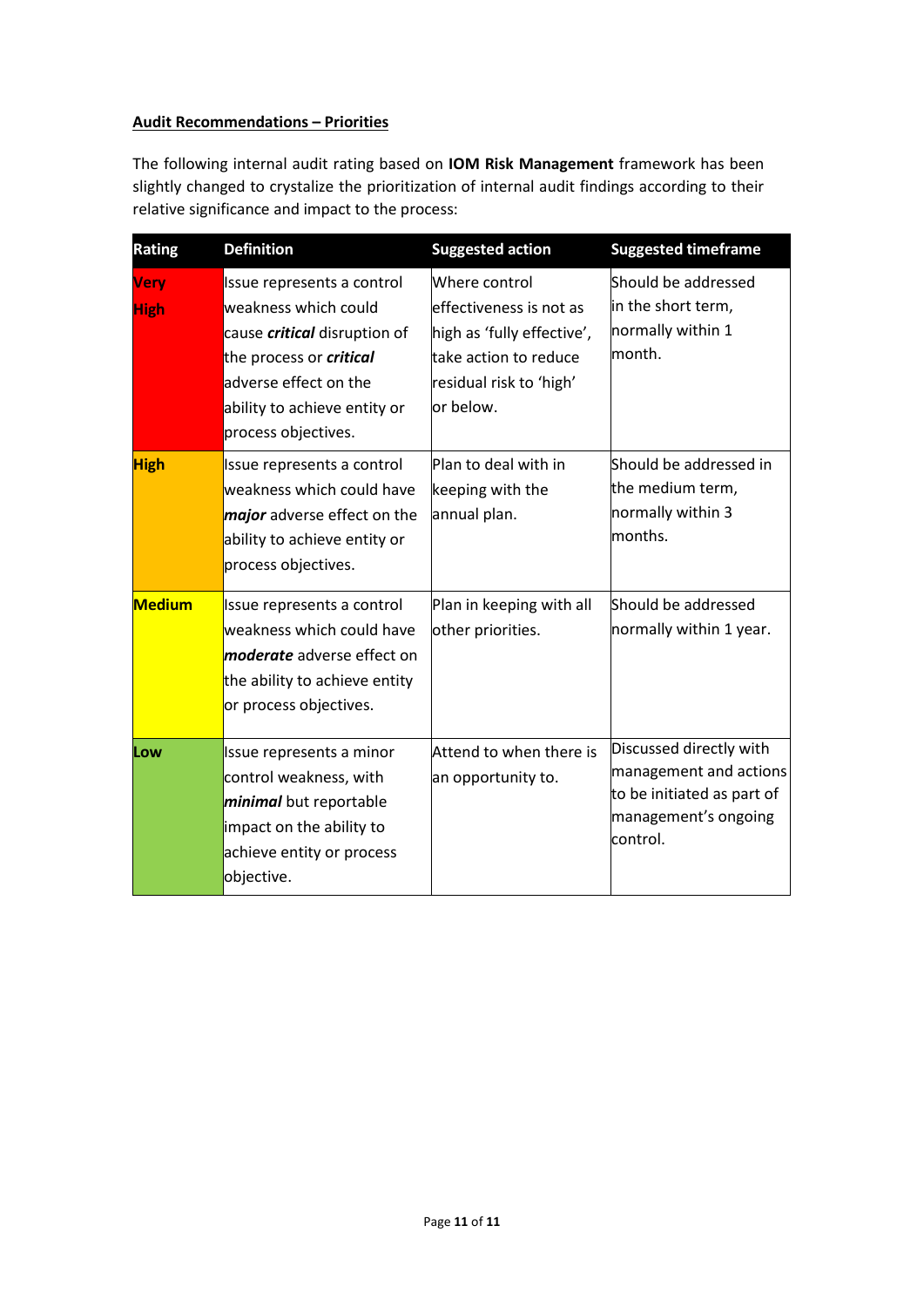**Audit Recommendations – Priorities**

The following internal audit rating based on **IOM Risk Management** framework has been slightly changed to crystalize the prioritization of internal audit findings according to their relative significance and impact to the process:

| Rating | Definition | Suggested action | Suggested timeframe |
|---|---|---|---|
| **Very High** | Issue represents a control weakness which could cause ***critical*** disruption of the process or ***critical*** adverse effect on the ability to achieve entity or process objectives. | Where control effectiveness is not as high as 'fully effective', take action to reduce residual risk to 'high' or below. | Should be addressed in the short term, normally within 1 month. |
| **High** | Issue represents a control weakness which could have ***major*** adverse effect on the ability to achieve entity or process objectives. | Plan to deal with in keeping with the annual plan. | Should be addressed in the medium term, normally within 3 months. |
| **Medium** | Issue represents a control weakness which could have ***moderate*** adverse effect on the ability to achieve entity or process objectives. | Plan in keeping with all other priorities. | Should be addressed normally within 1 year. |
| **Low** | Issue represents a minor control weakness, with ***minimal*** but reportable impact on the ability to achieve entity or process objective. | Attend to when there is an opportunity to. | Discussed directly with management and actions to be initiated as part of management's ongoing control. |